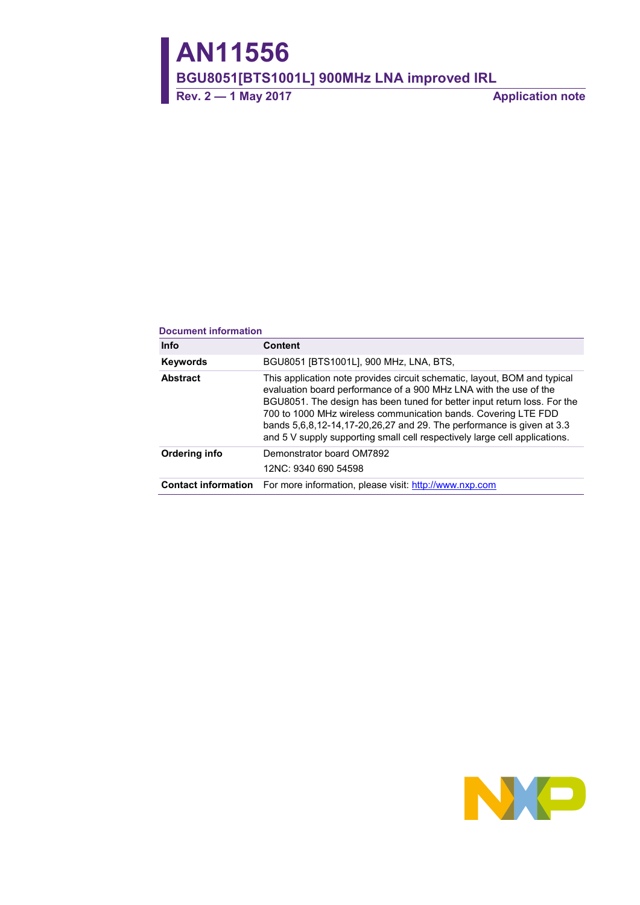# AN11556

## BGU8051[BTS1001L] 900MHz LNA improved IRL

**Rev. 2 — 1 May 2017** **Application note**

### Document information

| Info | Content |
|---|---|
| **Keywords** | BGU8051 [BTS1001L], 900 MHz, LNA, BTS, |
| **Abstract** | This application note provides circuit schematic, layout, BOM and typical evaluation board performance of a 900 MHz LNA with the use of the BGU8051. The design has been tuned for better input return loss. For the 700 to 1000 MHz wireless communication bands. Covering LTE FDD bands 5,6,8,12-14,17-20,26,27 and 29. The performance is given at 3.3 and 5 V supply supporting small cell respectively large cell applications. |
| **Ordering info** | Demonstrator board OM7892 |
| | 12NC: 9340 690 54598 |
| **Contact information** | For more information, please visit: http://www.nxp.com |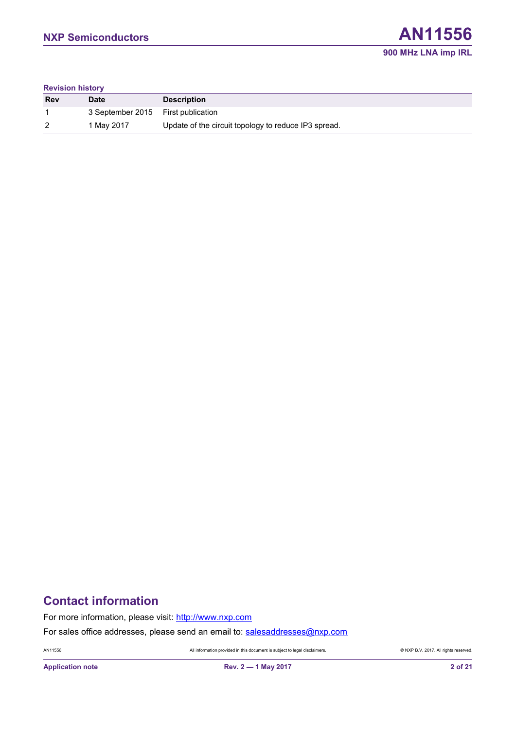**Revision history**

| Rev | Date | Description |
|---|---|---|
| 1 | 3 September 2015 | First publication |
| 2 | 1 May 2017 | Update of the circuit topology to reduce IP3 spread. |

## Contact information

For more information, please visit: http://www.nxp.com

For sales office addresses, please send an email to: salesaddresses@nxp.com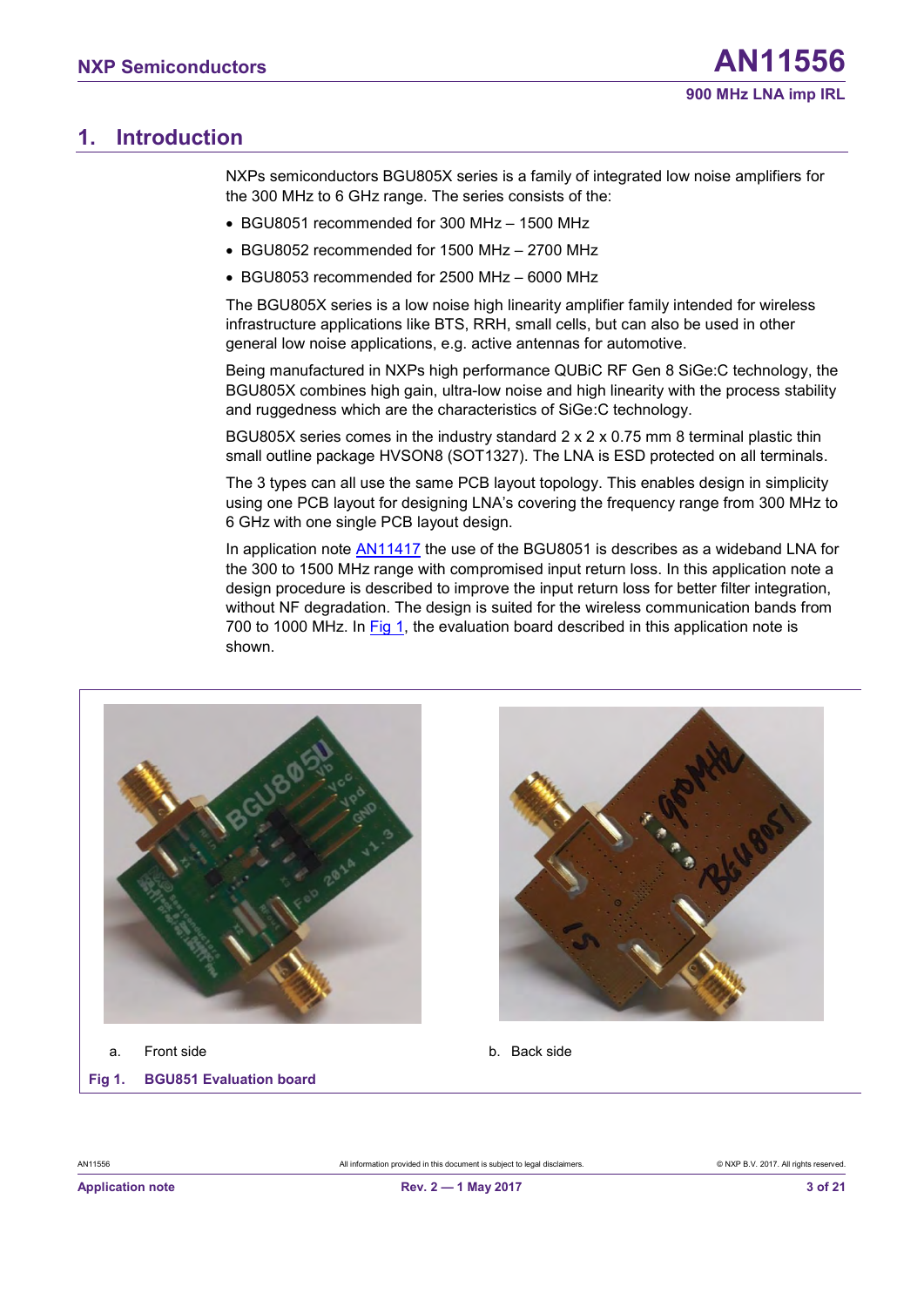# 1. Introduction

NXPs semiconductors BGU805X series is a family of integrated low noise amplifiers for the 300 MHz to 6 GHz range. The series consists of the:

- BGU8051 recommended for 300 MHz – 1500 MHz
- BGU8052 recommended for 1500 MHz – 2700 MHz
- BGU8053 recommended for 2500 MHz – 6000 MHz

The BGU805X series is a low noise high linearity amplifier family intended for wireless infrastructure applications like BTS, RRH, small cells, but can also be used in other general low noise applications, e.g. active antennas for automotive.

Being manufactured in NXPs high performance QUBiC RF Gen 8 SiGe:C technology, the BGU805X combines high gain, ultra-low noise and high linearity with the process stability and ruggedness which are the characteristics of SiGe:C technology.

BGU805X series comes in the industry standard 2 x 2 x 0.75 mm 8 terminal plastic thin small outline package HVSON8 (SOT1327). The LNA is ESD protected on all terminals.

The 3 types can all use the same PCB layout topology. This enables design in simplicity using one PCB layout for designing LNA's covering the frequency range from 300 MHz to 6 GHz with one single PCB layout design.

In application note AN11417 the use of the BGU8051 is describes as a wideband LNA for the 300 to 1500 MHz range with compromised input return loss. In this application note a design procedure is described to improve the input return loss for better filter integration, without NF degradation. The design is suited for the wireless communication bands from 700 to 1000 MHz. In Fig 1, the evaluation board described in this application note is shown.

a. Front side

b. Back side

**Fig 1. BGU851 Evaluation board**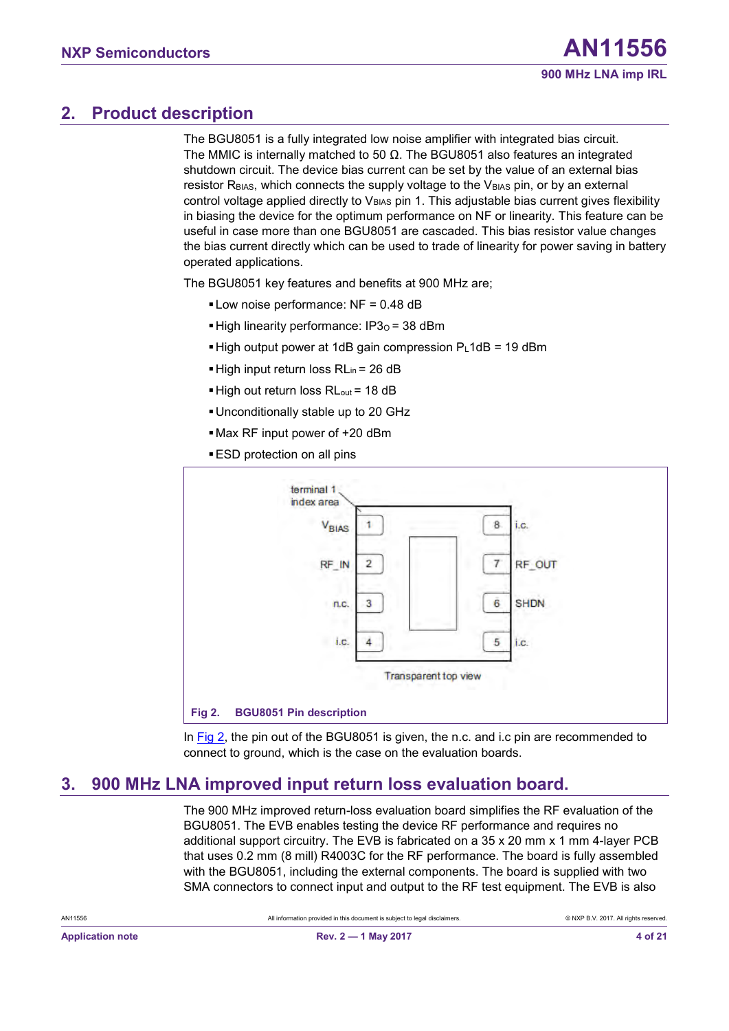## 2. Product description

The BGU8051 is a fully integrated low noise amplifier with integrated bias circuit. The MMIC is internally matched to 50 Ω. The BGU8051 also features an integrated shutdown circuit. The device bias current can be set by the value of an external bias resistor $R_{BIAS}$, which connects the supply voltage to the $V_{BIAS}$ pin, or by an external control voltage applied directly to $V_{BIAS}$ pin 1. This adjustable bias current gives flexibility in biasing the device for the optimum performance on NF or linearity. This feature can be useful in case more than one BGU8051 are cascaded. This bias resistor value changes the bias current directly which can be used to trade of linearity for power saving in battery operated applications.

The BGU8051 key features and benefits at 900 MHz are;

- Low noise performance: NF = 0.48 dB
- High linearity performance: $IP3_O$ = 38 dBm
- High output power at 1dB gain compression $P_L$1dB = 19 dBm
- High input return loss $RL_{in}$ = 26 dB
- High out return loss $RL_{out}$ = 18 dB
- Unconditionally stable up to 20 GHz
- Max RF input power of +20 dBm
- ESD protection on all pins

terminal 1 index area

| Pin | Name | Pin | Name |
|---|---|---|---|
| 1 | $V_{BIAS}$ | 8 | i.c. |
| 2 | RF_IN | 7 | RF_OUT |
| 3 | n.c. | 6 | SHDN |
| 4 | i.c. | 5 | i.c. |

Transparent top view

**Fig 2. BGU8051 Pin description**

In Fig 2, the pin out of the BGU8051 is given, the n.c. and i.c pin are recommended to connect to ground, which is the case on the evaluation boards.

## 3. 900 MHz LNA improved input return loss evaluation board.

The 900 MHz improved return-loss evaluation board simplifies the RF evaluation of the BGU8051. The EVB enables testing the device RF performance and requires no additional support circuitry. The EVB is fabricated on a 35 x 20 mm x 1 mm 4-layer PCB that uses 0.2 mm (8 mill) R4003C for the RF performance. The board is fully assembled with the BGU8051, including the external components. The board is supplied with two SMA connectors to connect input and output to the RF test equipment. The EVB is also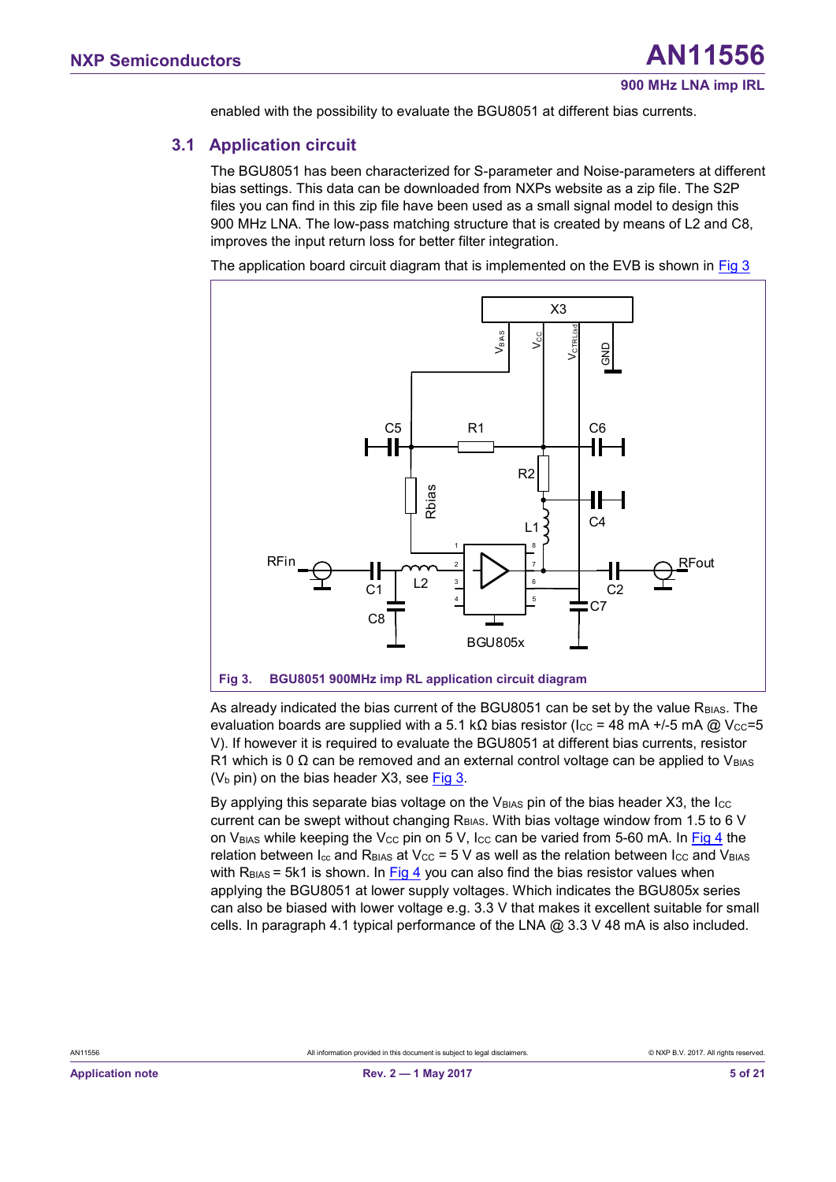enabled with the possibility to evaluate the BGU8051 at different bias currents.

## 3.1 Application circuit

The BGU8051 has been characterized for S-parameter and Noise-parameters at different bias settings. This data can be downloaded from NXPs website as a zip file. The S2P files you can find in this zip file have been used as a small signal model to design this 900 MHz LNA. The low-pass matching structure that is created by means of L2 and C8, improves the input return loss for better filter integration.

The application board circuit diagram that is implemented on the EVB is shown in Fig 3

**Fig 3. BGU8051 900MHz imp RL application circuit diagram**

As already indicated the bias current of the BGU8051 can be set by the value $R_{BIAS}$. The evaluation boards are supplied with a 5.1 kΩ bias resistor ($I_{CC}$ = 48 mA +/-5 mA @ $V_{CC}$=5 V). If however it is required to evaluate the BGU8051 at different bias currents, resistor R1 which is 0 Ω can be removed and an external control voltage can be applied to $V_{BIAS}$ ($V_b$ pin) on the bias header X3, see Fig 3.

By applying this separate bias voltage on the $V_{BIAS}$ pin of the bias header X3, the $I_{CC}$ current can be swept without changing $R_{BIAS}$. With bias voltage window from 1.5 to 6 V on $V_{BIAS}$ while keeping the $V_{CC}$ pin on 5 V, $I_{CC}$ can be varied from 5-60 mA. In Fig 4 the relation between $I_{cc}$ and $R_{BIAS}$ at $V_{CC}$ = 5 V as well as the relation between $I_{CC}$ and $V_{BIAS}$ with $R_{BIAS}$ = 5k1 is shown. In Fig 4 you can also find the bias resistor values when applying the BGU8051 at lower supply voltages. Which indicates the BGU805x series can also be biased with lower voltage e.g. 3.3 V that makes it excellent suitable for small cells. In paragraph 4.1 typical performance of the LNA @ 3.3 V 48 mA is also included.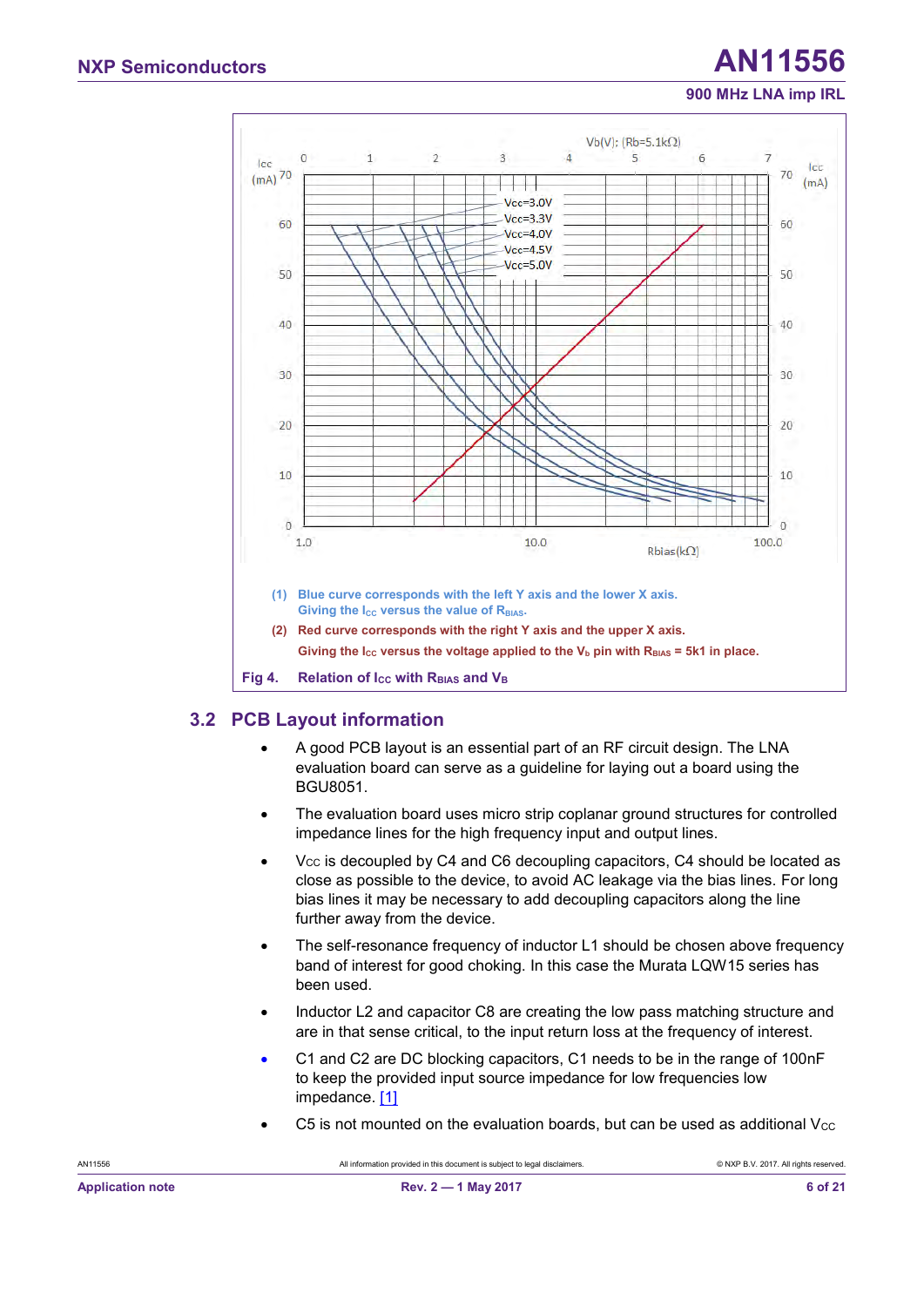(1) Blue curve corresponds with the left Y axis and the lower X axis. Giving the $I_{CC}$ versus the value of $R_{BIAS}$.

(2) Red curve corresponds with the right Y axis and the upper X axis. Giving the $I_{CC}$ versus the voltage applied to the $V_b$ pin with $R_{BIAS}$ = 5k1 in place.

**Fig 4. Relation of $I_{CC}$ with $R_{BIAS}$ and $V_B$**

## 3.2 PCB Layout information

- A good PCB layout is an essential part of an RF circuit design. The LNA evaluation board can serve as a guideline for laying out a board using the BGU8051.
- The evaluation board uses micro strip coplanar ground structures for controlled impedance lines for the high frequency input and output lines.
- $V_{CC}$ is decoupled by C4 and C6 decoupling capacitors, C4 should be located as close as possible to the device, to avoid AC leakage via the bias lines. For long bias lines it may be necessary to add decoupling capacitors along the line further away from the device.
- The self-resonance frequency of inductor L1 should be chosen above frequency band of interest for good choking. In this case the Murata LQW15 series has been used.
- Inductor L2 and capacitor C8 are creating the low pass matching structure and are in that sense critical, to the input return loss at the frequency of interest.
- C1 and C2 are DC blocking capacitors, C1 needs to be in the range of 100nF to keep the provided input source impedance for low frequencies low impedance. [1]
- C5 is not mounted on the evaluation boards, but can be used as additional $V_{CC}$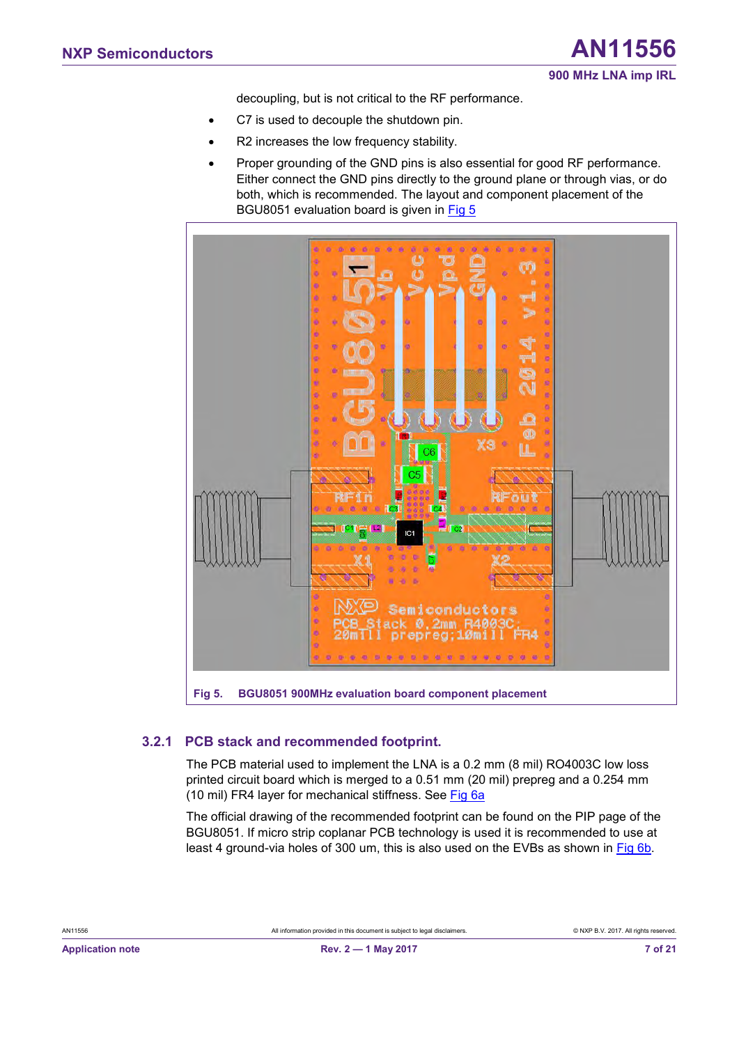decoupling, but is not critical to the RF performance.

- C7 is used to decouple the shutdown pin.
- R2 increases the low frequency stability.
- Proper grounding of the GND pins is also essential for good RF performance. Either connect the GND pins directly to the ground plane or through vias, or do both, which is recommended. The layout and component placement of the BGU8051 evaluation board is given in Fig 5

**Fig 5. BGU8051 900MHz evaluation board component placement**

### 3.2.1 PCB stack and recommended footprint.

The PCB material used to implement the LNA is a 0.2 mm (8 mil) RO4003C low loss printed circuit board which is merged to a 0.51 mm (20 mil) prepreg and a 0.254 mm (10 mil) FR4 layer for mechanical stiffness. See Fig 6a

The official drawing of the recommended footprint can be found on the PIP page of the BGU8051. If micro strip coplanar PCB technology is used it is recommended to use at least 4 ground-via holes of 300 um, this is also used on the EVBs as shown in Fig 6b.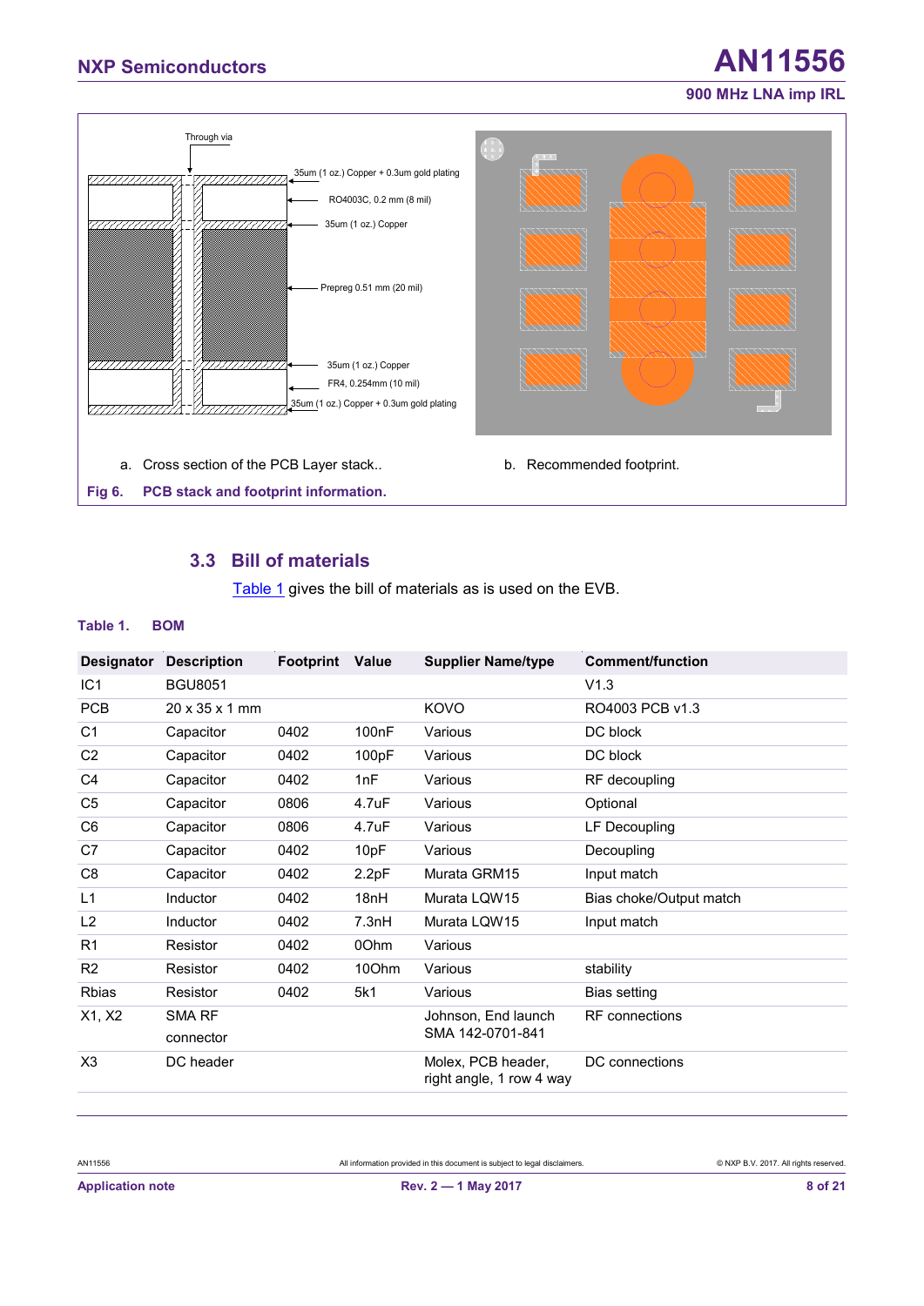Through via

35um (1 oz.) Copper + 0.3um gold plating

RO4003C, 0.2 mm (8 mil)

35um (1 oz.) Copper

Prepreg 0.51 mm (20 mil)

35um (1 oz.) Copper

FR4, 0.254mm (10 mil)

35um (1 oz.) Copper + 0.3um gold plating

a. Cross section of the PCB Layer stack..

b. Recommended footprint.

**Fig 6. PCB stack and footprint information.**

## 3.3 Bill of materials

Table 1 gives the bill of materials as is used on the EVB.

**Table 1. BOM**

| Designator | Description | Footprint | Value | Supplier Name/type | Comment/function |
|---|---|---|---|---|---|
| IC1 | BGU8051 | | | | V1.3 |
| PCB | 20 x 35 x 1 mm | | | KOVO | RO4003 PCB v1.3 |
| C1 | Capacitor | 0402 | 100nF | Various | DC block |
| C2 | Capacitor | 0402 | 100pF | Various | DC block |
| C4 | Capacitor | 0402 | 1nF | Various | RF decoupling |
| C5 | Capacitor | 0806 | 4.7uF | Various | Optional |
| C6 | Capacitor | 0806 | 4.7uF | Various | LF Decoupling |
| C7 | Capacitor | 0402 | 10pF | Various | Decoupling |
| C8 | Capacitor | 0402 | 2.2pF | Murata GRM15 | Input match |
| L1 | Inductor | 0402 | 18nH | Murata LQW15 | Bias choke/Output match |
| L2 | Inductor | 0402 | 7.3nH | Murata LQW15 | Input match |
| R1 | Resistor | 0402 | 0Ohm | Various | |
| R2 | Resistor | 0402 | 10Ohm | Various | stability |
| Rbias | Resistor | 0402 | 5k1 | Various | Bias setting |
| X1, X2 | SMA RF connector | | | Johnson, End launch SMA 142-0701-841 | RF connections |
| X3 | DC header | | | Molex, PCB header, right angle, 1 row 4 way | DC connections |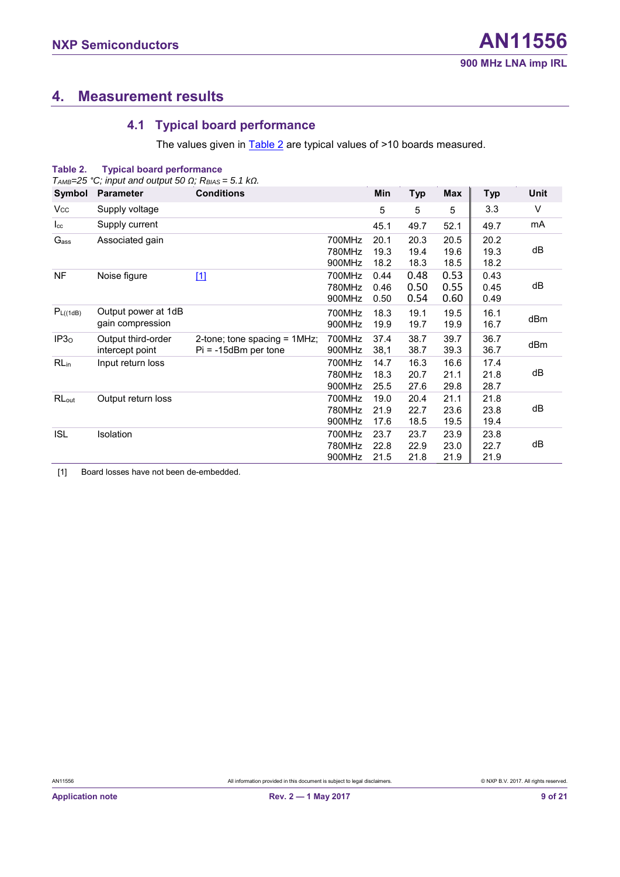# 4. Measurement results

## 4.1 Typical board performance

The values given in Table 2 are typical values of >10 boards measured.

**Table 2. Typical board performance**

*$T_{AMB}$=25 °C; input and output 50 Ω; $R_{BIAS}$ = 5.1 kΩ.*

| Symbol | Parameter | Conditions | | Min | Typ | Max | Typ | Unit |
|---|---|---|---|---|---|---|---|---|
| $V_{CC}$ | Supply voltage | | | 5 | 5 | 5 | 3.3 | V |
| $I_{cc}$ | Supply current | | | 45.1 | 49.7 | 52.1 | 49.7 | mA |
| $G_{ass}$ | Associated gain | | 700MHz | 20.1 | 20.3 | 20.5 | 20.2 | dB |
| | | | 780MHz | 19.3 | 19.4 | 19.6 | 19.3 | |
| | | | 900MHz | 18.2 | 18.3 | 18.5 | 18.2 | |
| NF | Noise figure | [1] | 700MHz | 0.44 | 0.48 | 0.53 | 0.43 | dB |
| | | | 780MHz | 0.46 | 0.50 | 0.55 | 0.45 | |
| | | | 900MHz | 0.50 | 0.54 | 0.60 | 0.49 | |
| $P_{L((1dB)}$ | Output power at 1dB gain compression | | 700MHz | 18.3 | 19.1 | 19.5 | 16.1 | dBm |
| | | | 900MHz | 19.9 | 19.7 | 19.9 | 16.7 | |
| $IP3_O$ | Output third-order intercept point | 2-tone; tone spacing = 1MHz; Pi = -15dBm per tone | 700MHz | 37.4 | 38.7 | 39.7 | 36.7 | dBm |
| | | | 900MHz | 38,1 | 38.7 | 39.3 | 36.7 | |
| $RL_{in}$ | Input return loss | | 700MHz | 14.7 | 16.3 | 16.6 | 17.4 | dB |
| | | | 780MHz | 18.3 | 20.7 | 21.1 | 21.8 | |
| | | | 900MHz | 25.5 | 27.6 | 29.8 | 28.7 | |
| $RL_{out}$ | Output return loss | | 700MHz | 19.0 | 20.4 | 21.1 | 21.8 | dB |
| | | | 780MHz | 21.9 | 22.7 | 23.6 | 23.8 | |
| | | | 900MHz | 17.6 | 18.5 | 19.5 | 19.4 | |
| ISL | Isolation | | 700MHz | 23.7 | 23.7 | 23.9 | 23.8 | dB |
| | | | 780MHz | 22.8 | 22.9 | 23.0 | 22.7 | |
| | | | 900MHz | 21.5 | 21.8 | 21.9 | 21.9 | |

[1] Board losses have not been de-embedded.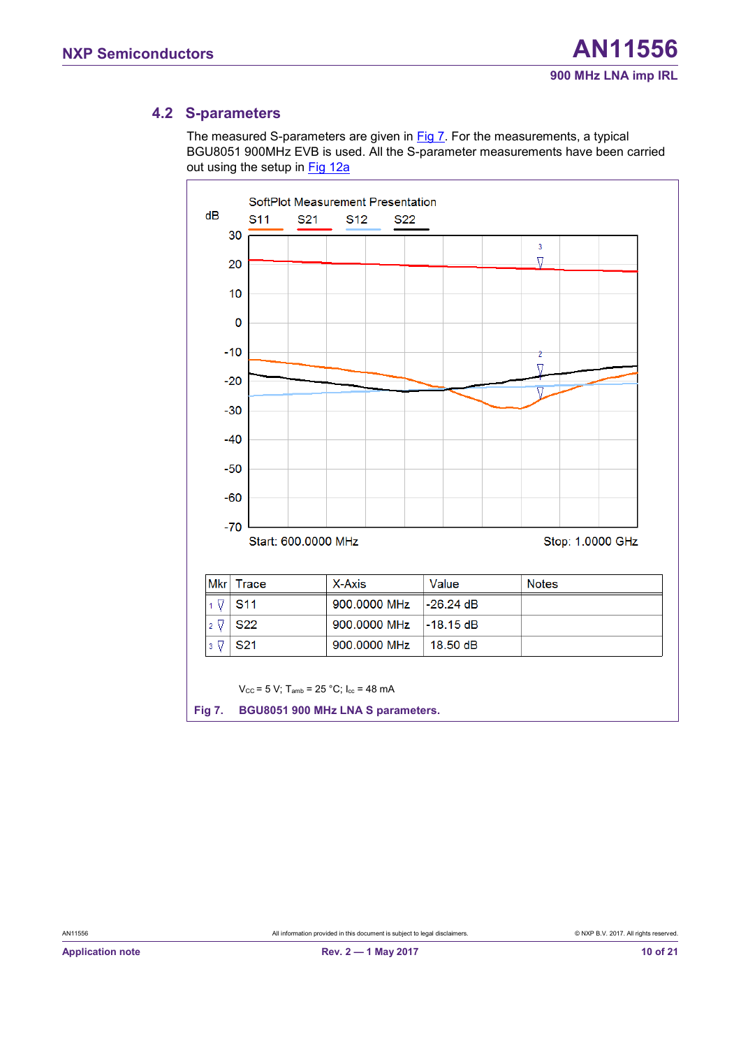## 4.2 S-parameters

The measured S-parameters are given in Fig 7. For the measurements, a typical BGU8051 900MHz EVB is used. All the S-parameter measurements have been carried out using the setup in Fig 12a

SoftPlot Measurement Presentation

| Mkr | Trace | X-Axis | Value | Notes |
|---|---|---|---|---|
| 1 | S11 | 900.0000 MHz | -26.24 dB | |
| 2 | S22 | 900.0000 MHz | -18.15 dB | |
| 3 | S21 | 900.0000 MHz | 18.50 dB | |

$V_{CC}$ = 5 V; $T_{amb}$ = 25 °C; $I_{cc}$ = 48 mA

**Fig 7. BGU8051 900 MHz LNA S parameters.**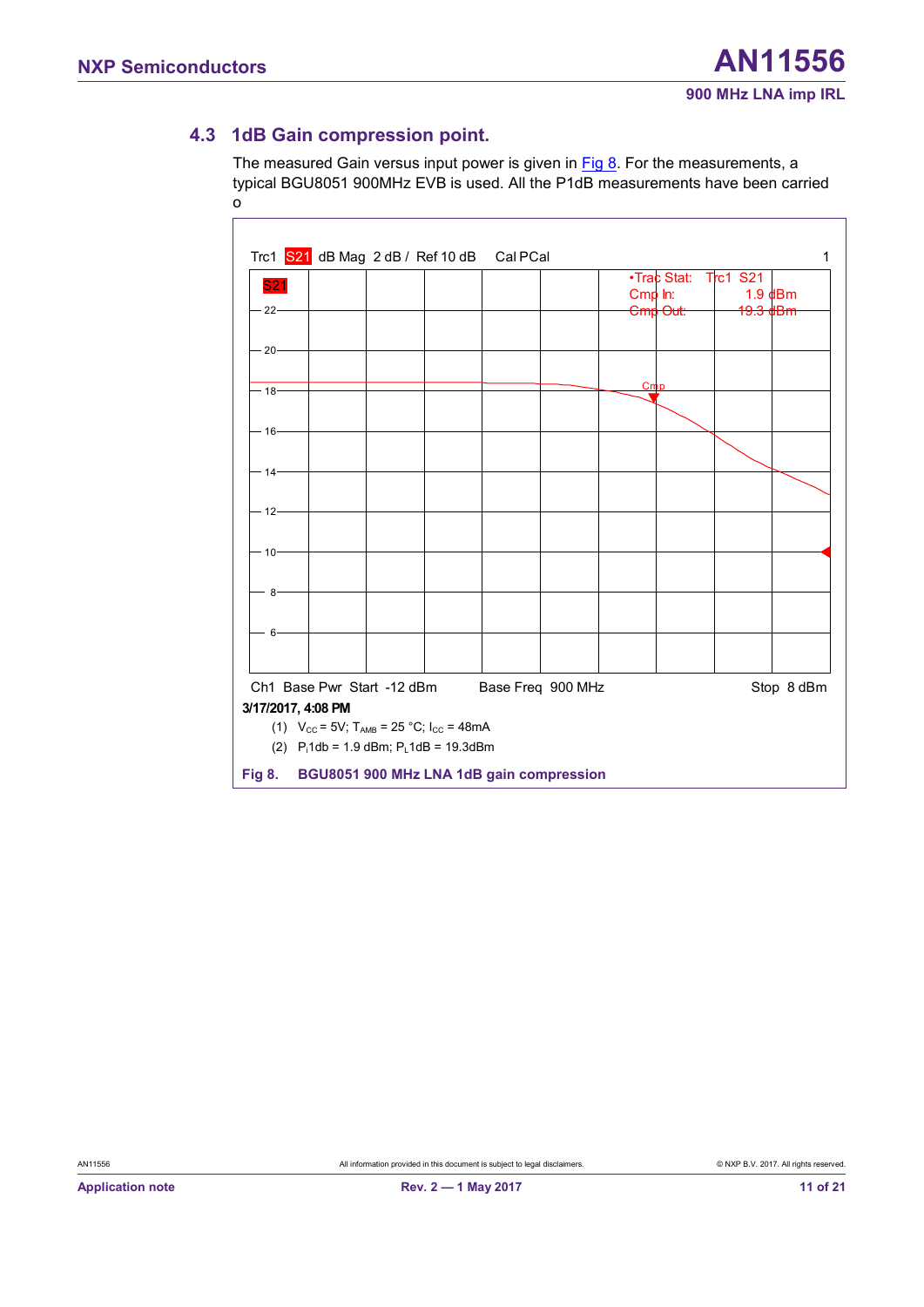## 4.3 1dB Gain compression point.

The measured Gain versus input power is given in Fig 8. For the measurements, a typical BGU8051 900MHz EVB is used. All the P1dB measurements have been carried o

Trc1 S21 dB Mag 2 dB / Ref 10 dB Cal PCal 1

•Trac Stat: Trc1 S21
Cmp In: 1.9 dBm
Cmp Out: 19.3 dBm

Ch1 Base Pwr Start -12 dBm Base Freq 900 MHz Stop 8 dBm

3/17/2017, 4:08 PM

(1) $V_{CC}$ = 5V; $T_{AMB}$ = 25 °C; $I_{CC}$ = 48mA

(2) $P_i$1db = 1.9 dBm; $P_L$1dB = 19.3dBm

**Fig 8. BGU8051 900 MHz LNA 1dB gain compression**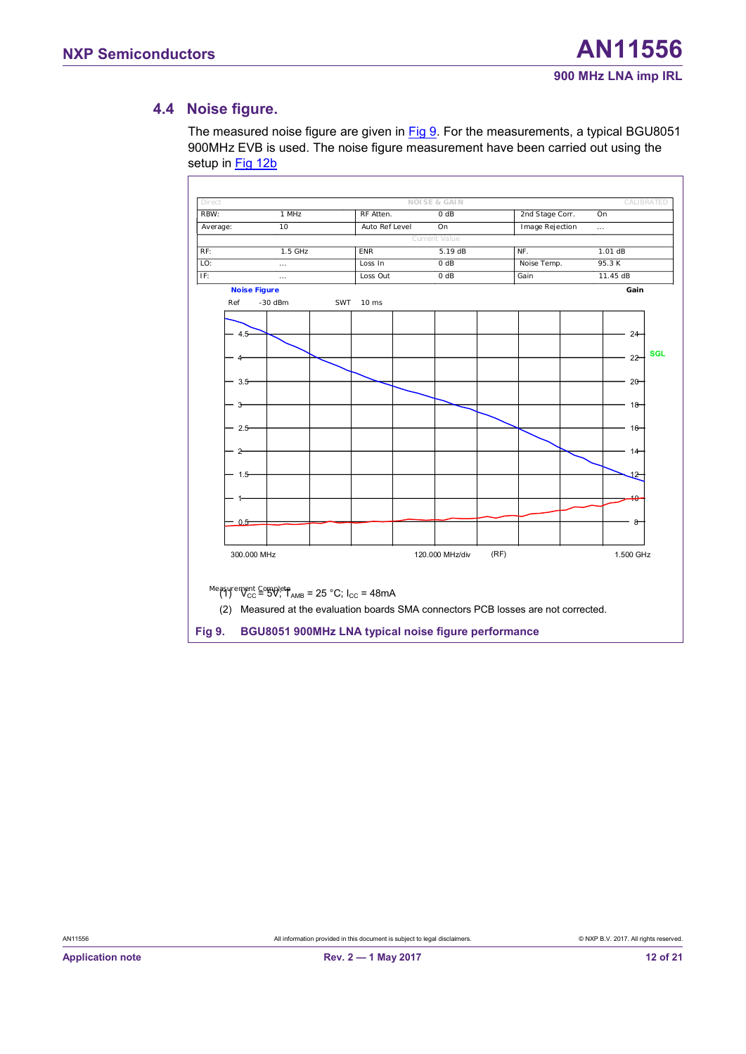## 4.4 Noise figure.

The measured noise figure are given in Fig 9. For the measurements, a typical BGU8051 900MHz EVB is used. The noise figure measurement have been carried out using the setup in Fig 12b

| | | | | | |
|---|---|---|---|---|---|
| RBW: | 1 MHz | RF Atten. | 0 dB | 2nd Stage Corr. | On |
| Average: | 10 | Auto Ref Level | On | Image Rejection | ... |
| RF: | 1.5 GHz | ENR | 5.19 dB | NF. | 1.01 dB |
| LO: | ... | Loss In | 0 dB | Noise Temp. | 95.3 K |
| IF: | ... | Loss Out | 0 dB | Gain | 11.45 dB |

(1) $V_{CC}$ = 5V; $T_{AMB}$ = 25 °C; $I_{CC}$ = 48mA

(2) Measured at the evaluation boards SMA connectors PCB losses are not corrected.

**Fig 9. BGU8051 900MHz LNA typical noise figure performance**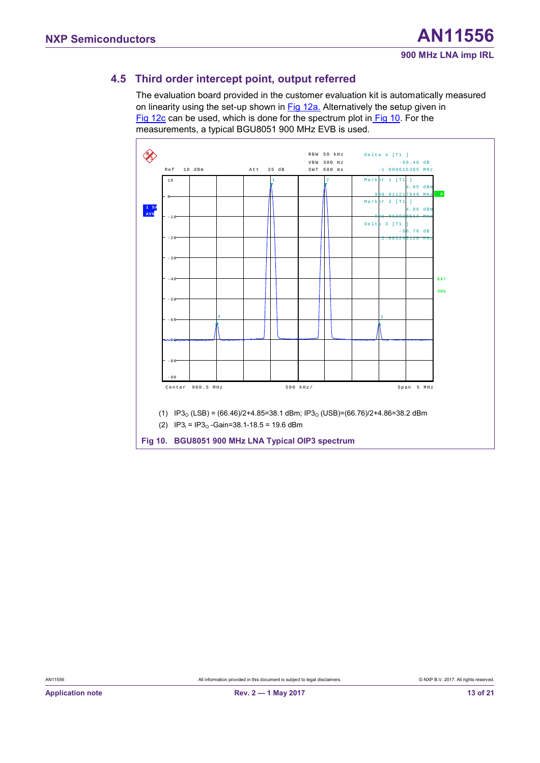## 4.5 Third order intercept point, output referred

The evaluation board provided in the customer evaluation kit is automatically measured on linearity using the set-up shown in Fig 12a. Alternatively the setup given in Fig 12c can be used, which is done for the spectrum plot in Fig 10. For the measurements, a typical BGU8051 900 MHz EVB is used.

(1) $IP3_O$ (LSB) = (66.46)/2+4.85=38.1 dBm; $IP3_O$ (USB)=(66.76)/2+4.86=38.2 dBm

(2) $IP3_I$ = $IP3_O$ -Gain=38.1-18.5 = 19.6 dBm

**Fig 10. BGU8051 900 MHz LNA Typical OIP3 spectrum**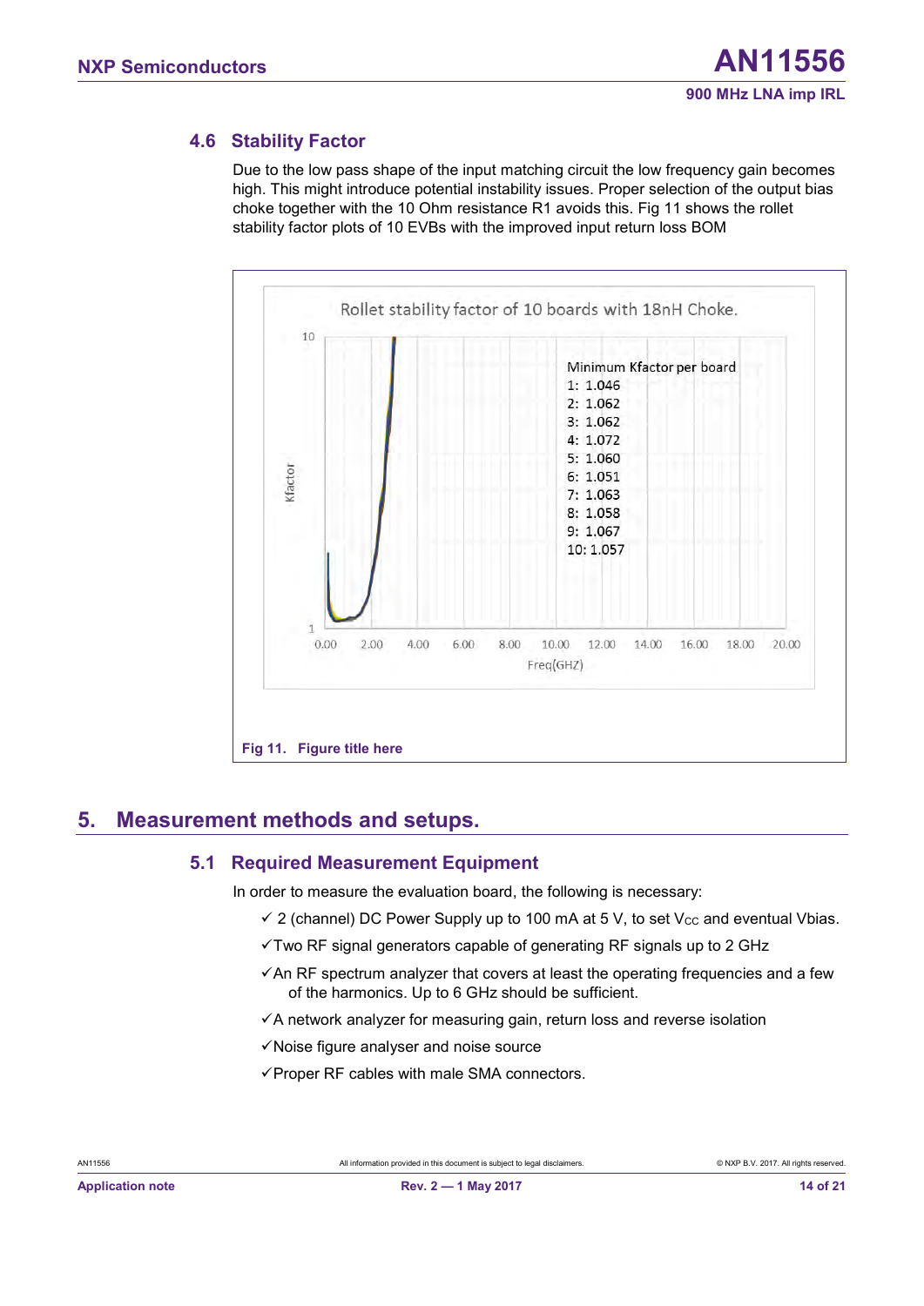### 4.6 Stability Factor

Due to the low pass shape of the input matching circuit the low frequency gain becomes high. This might introduce potential instability issues. Proper selection of the output bias choke together with the 10 Ohm resistance R1 avoids this. Fig 11 shows the rollet stability factor plots of 10 EVBs with the improved input return loss BOM

Rollet stability factor of 10 boards with 18nH Choke.

Minimum Kfactor per board
1: 1.046
2: 1.062
3: 1.062
4: 1.072
5: 1.060
6: 1.051
7: 1.063
8: 1.058
9: 1.067
10: 1.057

Fig 11. Figure title here

## 5. Measurement methods and setups.

### 5.1 Required Measurement Equipment

In order to measure the evaluation board, the following is necessary:

- ✓ 2 (channel) DC Power Supply up to 100 mA at 5 V, to set $V_{CC}$ and eventual Vbias.
- ✓ Two RF signal generators capable of generating RF signals up to 2 GHz
- ✓ An RF spectrum analyzer that covers at least the operating frequencies and a few of the harmonics. Up to 6 GHz should be sufficient.
- ✓ A network analyzer for measuring gain, return loss and reverse isolation
- ✓ Noise figure analyser and noise source
- ✓ Proper RF cables with male SMA connectors.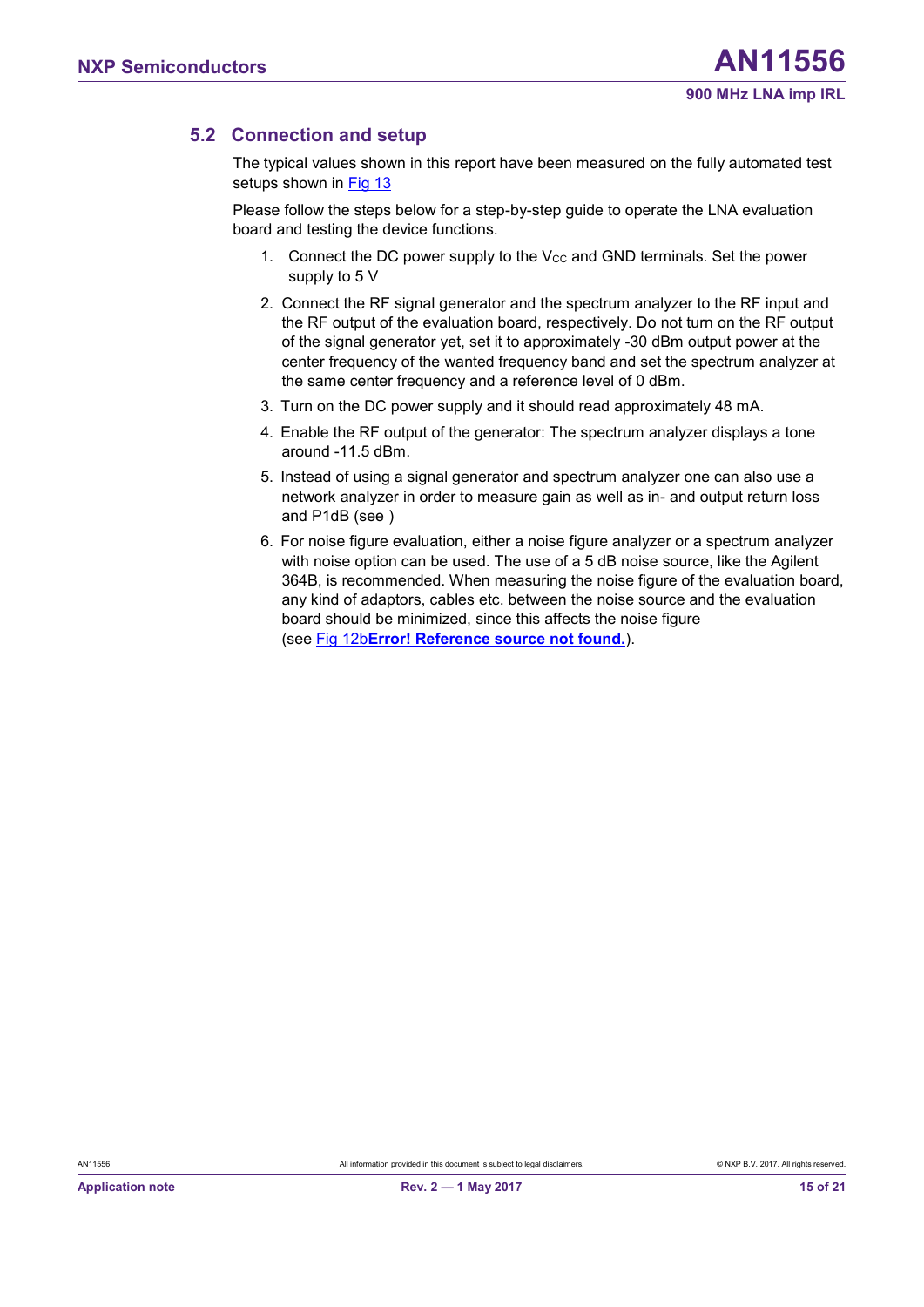## 5.2 Connection and setup

The typical values shown in this report have been measured on the fully automated test setups shown in Fig 13

Please follow the steps below for a step-by-step guide to operate the LNA evaluation board and testing the device functions.

1. Connect the DC power supply to the $V_{CC}$ and GND terminals. Set the power supply to 5 V
2. Connect the RF signal generator and the spectrum analyzer to the RF input and the RF output of the evaluation board, respectively. Do not turn on the RF output of the signal generator yet, set it to approximately -30 dBm output power at the center frequency of the wanted frequency band and set the spectrum analyzer at the same center frequency and a reference level of 0 dBm.
3. Turn on the DC power supply and it should read approximately 48 mA.
4. Enable the RF output of the generator: The spectrum analyzer displays a tone around -11.5 dBm.
5. Instead of using a signal generator and spectrum analyzer one can also use a network analyzer in order to measure gain as well as in- and output return loss and P1dB (see )
6. For noise figure evaluation, either a noise figure analyzer or a spectrum analyzer with noise option can be used. The use of a 5 dB noise source, like the Agilent 364B, is recommended. When measuring the noise figure of the evaluation board, any kind of adaptors, cables etc. between the noise source and the evaluation board should be minimized, since this affects the noise figure (see Fig 12b**Error! Reference source not found.**).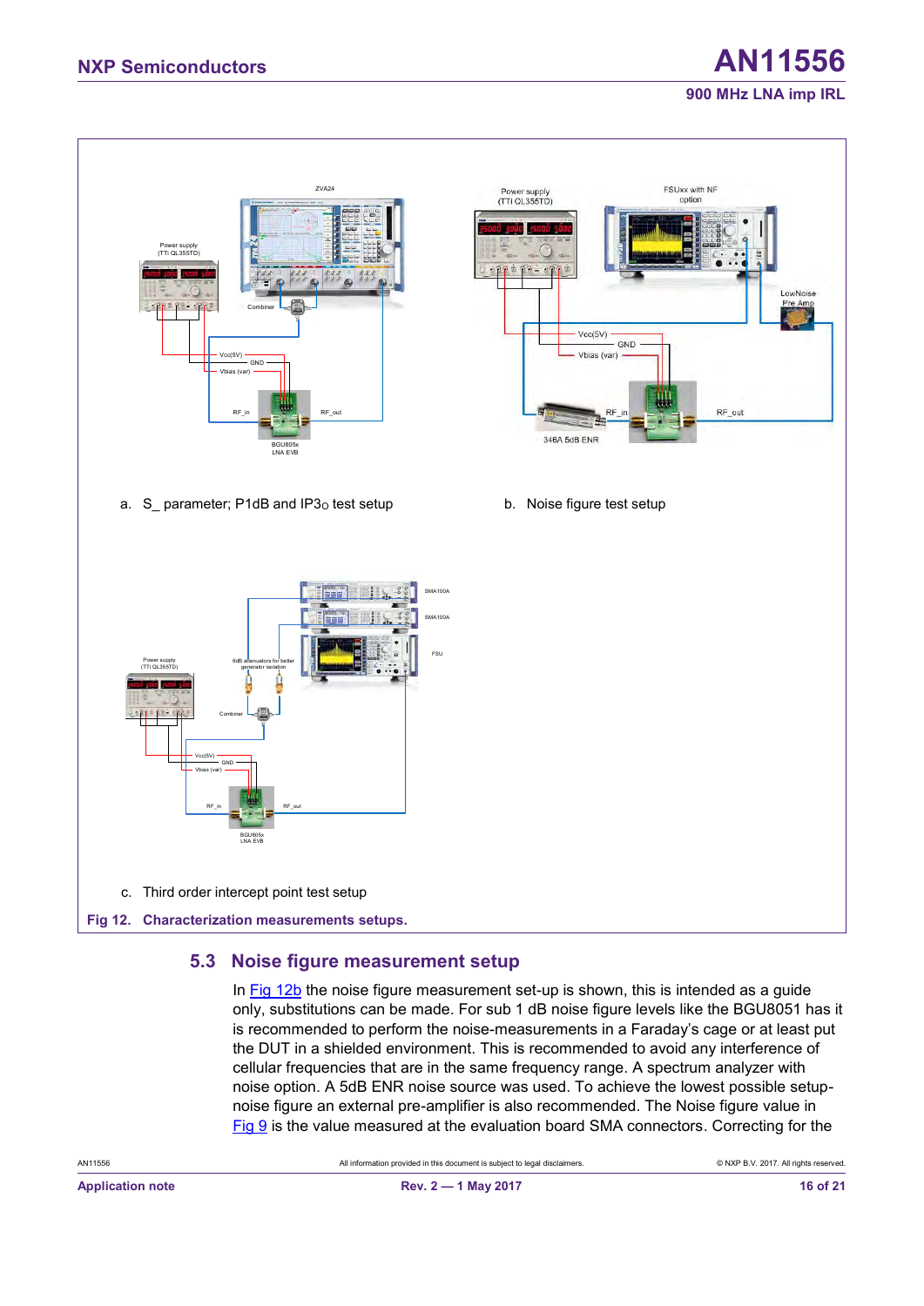a. S_ parameter; P1dB and IP3$_O$ test setup

b. Noise figure test setup

c. Third order intercept point test setup

**Fig 12. Characterization measurements setups.**

## 5.3 Noise figure measurement setup

In Fig 12b the noise figure measurement set-up is shown, this is intended as a guide only, substitutions can be made. For sub 1 dB noise figure levels like the BGU8051 has it is recommended to perform the noise-measurements in a Faraday's cage or at least put the DUT in a shielded environment. This is recommended to avoid any interference of cellular frequencies that are in the same frequency range. A spectrum analyzer with noise option. A 5dB ENR noise source was used. To achieve the lowest possible setup-noise figure an external pre-amplifier is also recommended. The Noise figure value in Fig 9 is the value measured at the evaluation board SMA connectors. Correcting for the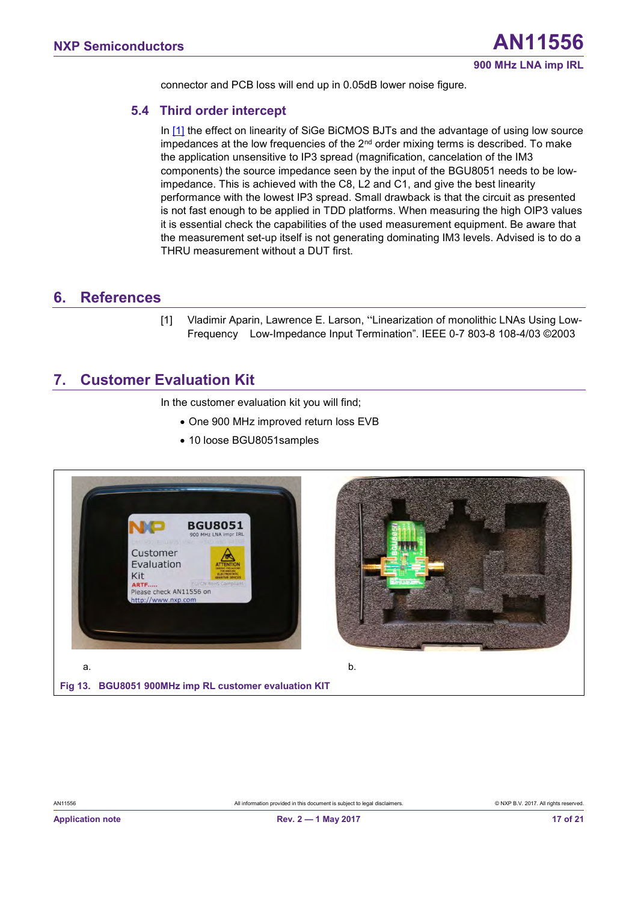connector and PCB loss will end up in 0.05dB lower noise figure.

### 5.4 Third order intercept

In [1] the effect on linearity of SiGe BiCMOS BJTs and the advantage of using low source impedances at the low frequencies of the 2nd order mixing terms is described. To make the application unsensitive to IP3 spread (magnification, cancelation of the IM3 components) the source impedance seen by the input of the BGU8051 needs to be low-impedance. This is achieved with the C8, L2 and C1, and give the best linearity performance with the lowest IP3 spread. Small drawback is that the circuit as presented is not fast enough to be applied in TDD platforms. When measuring the high OIP3 values it is essential check the capabilities of the used measurement equipment. Be aware that the measurement set-up itself is not generating dominating IM3 levels. Advised is to do a THRU measurement without a DUT first.

## 6. References

[1] Vladimir Aparin, Lawrence E. Larson, ‘‘Linearization of monolithic LNAs Using Low-Frequency Low-Impedance Input Termination”. IEEE 0-7 803-8 108-4/03 ©2003

## 7. Customer Evaluation Kit

In the customer evaluation kit you will find;

- One 900 MHz improved return loss EVB
- 10 loose BGU8051samples

a.

b.

Fig 13. BGU8051 900MHz imp RL customer evaluation KIT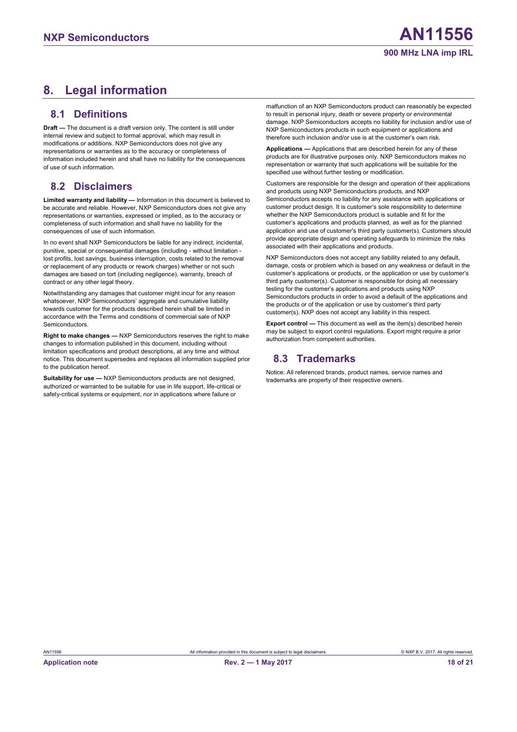# 8. Legal information

## 8.1 Definitions

**Draft —** The document is a draft version only. The content is still under internal review and subject to formal approval, which may result in modifications or additions. NXP Semiconductors does not give any representations or warranties as to the accuracy or completeness of information included herein and shall have no liability for the consequences of use of such information.

## 8.2 Disclaimers

**Limited warranty and liability —** Information in this document is believed to be accurate and reliable. However, NXP Semiconductors does not give any representations or warranties, expressed or implied, as to the accuracy or completeness of such information and shall have no liability for the consequences of use of such information.

In no event shall NXP Semiconductors be liable for any indirect, incidental, punitive, special or consequential damages (including - without limitation - lost profits, lost savings, business interruption, costs related to the removal or replacement of any products or rework charges) whether or not such damages are based on tort (including negligence), warranty, breach of contract or any other legal theory.

Notwithstanding any damages that customer might incur for any reason whatsoever, NXP Semiconductors' aggregate and cumulative liability towards customer for the products described herein shall be limited in accordance with the Terms and conditions of commercial sale of NXP Semiconductors.

**Right to make changes —** NXP Semiconductors reserves the right to make changes to information published in this document, including without limitation specifications and product descriptions, at any time and without notice. This document supersedes and replaces all information supplied prior to the publication hereof.

**Suitability for use —** NXP Semiconductors products are not designed, authorized or warranted to be suitable for use in life support, life-critical or safety-critical systems or equipment, nor in applications where failure or malfunction of an NXP Semiconductors product can reasonably be expected to result in personal injury, death or severe property or environmental damage. NXP Semiconductors accepts no liability for inclusion and/or use of NXP Semiconductors products in such equipment or applications and therefore such inclusion and/or use is at the customer's own risk.

**Applications —** Applications that are described herein for any of these products are for illustrative purposes only. NXP Semiconductors makes no representation or warranty that such applications will be suitable for the specified use without further testing or modification.

Customers are responsible for the design and operation of their applications and products using NXP Semiconductors products, and NXP Semiconductors accepts no liability for any assistance with applications or customer product design. It is customer's sole responsibility to determine whether the NXP Semiconductors product is suitable and fit for the customer's applications and products planned, as well as for the planned application and use of customer's third party customer(s). Customers should provide appropriate design and operating safeguards to minimize the risks associated with their applications and products.

NXP Semiconductors does not accept any liability related to any default, damage, costs or problem which is based on any weakness or default in the customer's applications or products, or the application or use by customer's third party customer(s). Customer is responsible for doing all necessary testing for the customer's applications and products using NXP Semiconductors products in order to avoid a default of the applications and the products or of the application or use by customer's third party customer(s). NXP does not accept any liability in this respect.

**Export control —** This document as well as the item(s) described herein may be subject to export control regulations. Export might require a prior authorization from competent authorities.

## 8.3 Trademarks

Notice: All referenced brands, product names, service names and trademarks are property of their respective owners.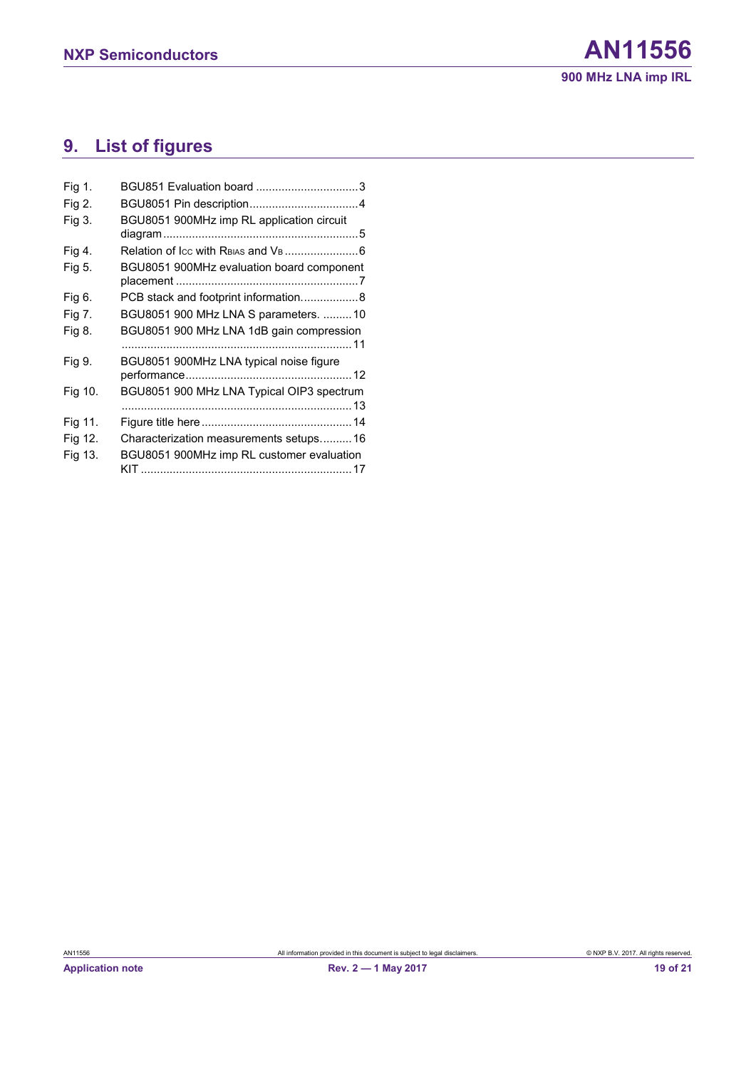## 9. List of figures

| | | |
|---|---|---|
| Fig 1. | BGU851 Evaluation board | 3 |
| Fig 2. | BGU8051 Pin description | 4 |
| Fig 3. | BGU8051 900MHz imp RL application circuit diagram | 5 |
| Fig 4. | Relation of $I_{CC}$ with $R_{BIAS}$ and $V_B$ | 6 |
| Fig 5. | BGU8051 900MHz evaluation board component placement | 7 |
| Fig 6. | PCB stack and footprint information | 8 |
| Fig 7. | BGU8051 900 MHz LNA S parameters. | 10 |
| Fig 8. | BGU8051 900 MHz LNA 1dB gain compression | 11 |
| Fig 9. | BGU8051 900MHz LNA typical noise figure performance | 12 |
| Fig 10. | BGU8051 900 MHz LNA Typical OIP3 spectrum | 13 |
| Fig 11. | Figure title here | 14 |
| Fig 12. | Characterization measurements setups | 16 |
| Fig 13. | BGU8051 900MHz imp RL customer evaluation KIT | 17 |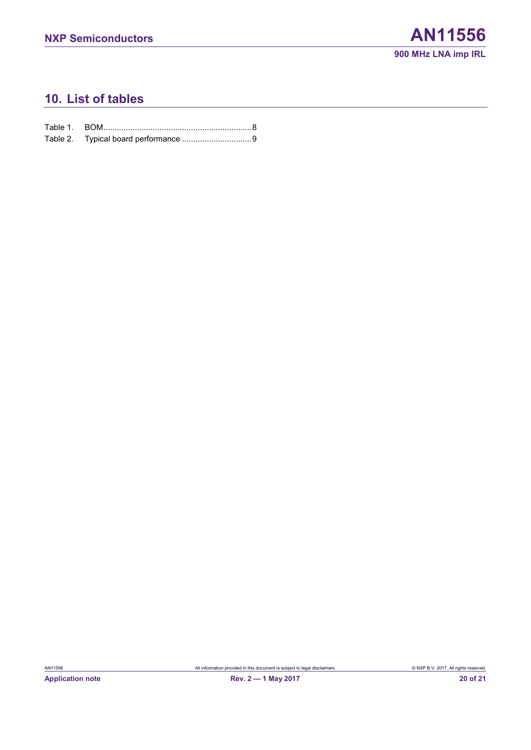## 10. List of tables

Table 1. BOM ........................................................................ 8

Table 2. Typical board performance .............................. 9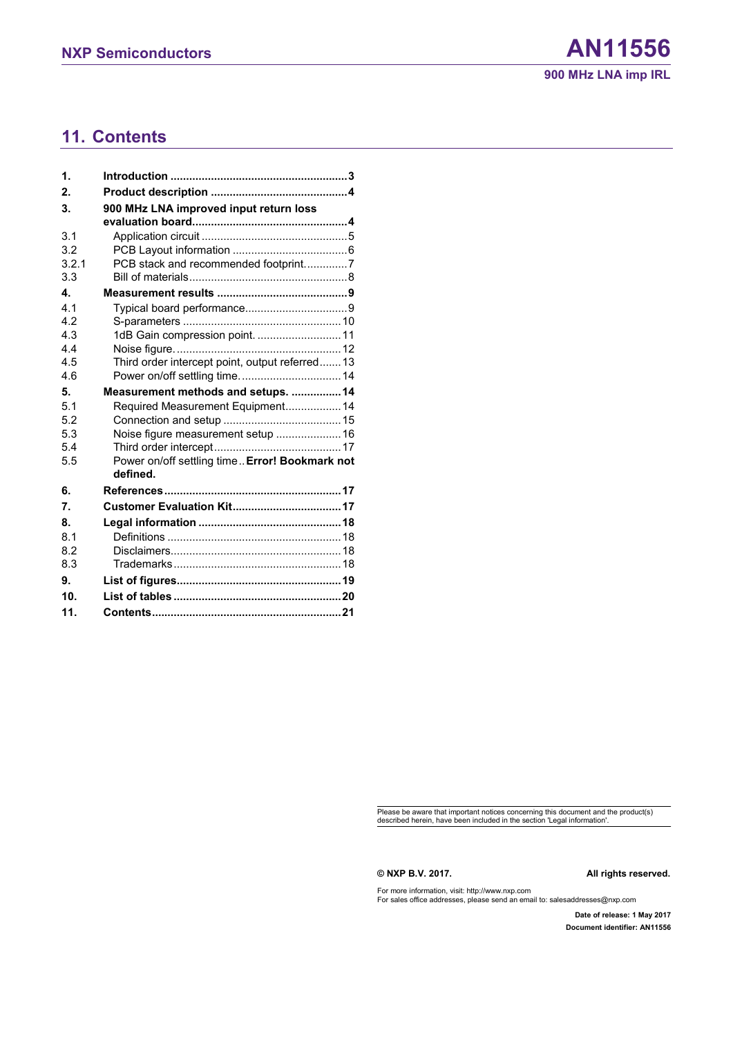## 11. Contents

| | | |
|---|---|---|
| **1.** | **Introduction** | **3** |
| **2.** | **Product description** | **4** |
| **3.** | **900 MHz LNA improved input return loss evaluation board** | **4** |
| 3.1 | Application circuit | 5 |
| 3.2 | PCB Layout information | 6 |
| 3.2.1 | PCB stack and recommended footprint | 7 |
| 3.3 | Bill of materials | 8 |
| **4.** | **Measurement results** | **9** |
| 4.1 | Typical board performance | 9 |
| 4.2 | S-parameters | 10 |
| 4.3 | 1dB Gain compression point. | 11 |
| 4.4 | Noise figure. | 12 |
| 4.5 | Third order intercept point, output referred | 13 |
| 4.6 | Power on/off settling time. | 14 |
| **5.** | **Measurement methods and setups.** | **14** |
| 5.1 | Required Measurement Equipment | 14 |
| 5.2 | Connection and setup | 15 |
| 5.3 | Noise figure measurement setup | 16 |
| 5.4 | Third order intercept | 17 |
| 5.5 | Power on/off settling time **Error! Bookmark not defined.** | |
| **6.** | **References** | **17** |
| **7.** | **Customer Evaluation Kit** | **17** |
| **8.** | **Legal information** | **18** |
| 8.1 | Definitions | 18 |
| 8.2 | Disclaimers | 18 |
| 8.3 | Trademarks | 18 |
| **9.** | **List of figures** | **19** |
| **10.** | **List of tables** | **20** |
| **11.** | **Contents** | **21** |

Please be aware that important notices concerning this document and the product(s) described herein, have been included in the section 'Legal information'.

**© NXP B.V. 2017.** **All rights reserved.**

For more information, visit: http://www.nxp.com
For sales office addresses, please send an email to: salesaddresses@nxp.com

**Date of release: 1 May 2017**
**Document identifier: AN11556**